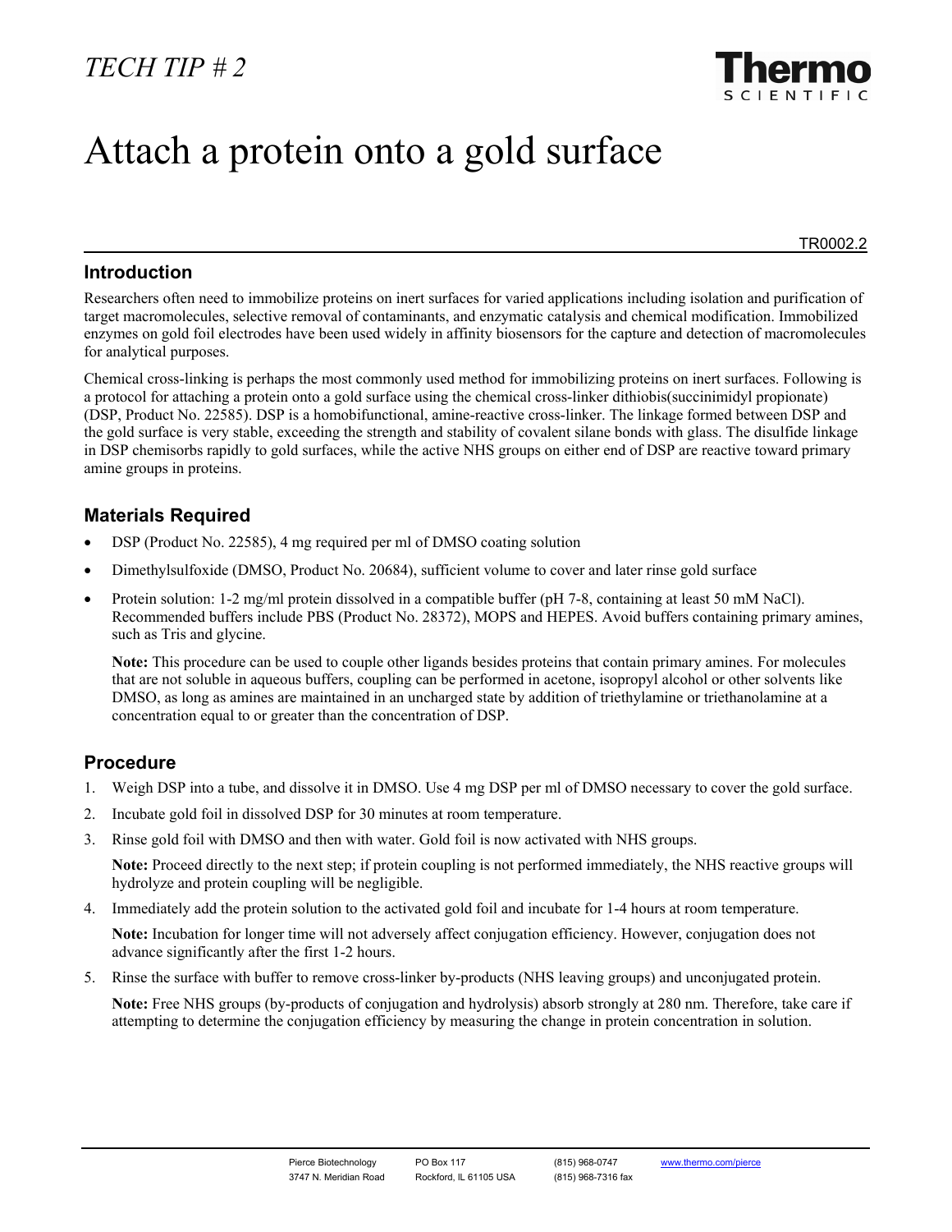*TECH TIP # 2*

# Attach a protein onto a gold surface

TR0002.2

## Introduction

Researchers often need to immobilize proteins on inert surfaces for varied applications including isolation and purification of target macromolecules, selective removal of contaminants, and enzymatic catalysis and chemical modification. Immobilized enzymes on gold foil electrodes have been used widely in affinity biosensors for the capture and detection of macromolecules for analytical purposes.

Chemical cross-linking is perhaps the most commonly used method for immobilizing proteins on inert surfaces. Following is a protocol for attaching a protein onto a gold surface using the chemical cross-linker dithiobis(succinimidyl propionate) (DSP, Product No. 22585). DSP is a homobifunctional, amine-reactive cross-linker. The linkage formed between DSP and the gold surface is very stable, exceeding the strength and stability of covalent silane bonds with glass. The disulfide linkage in DSP chemisorbs rapidly to gold surfaces, while the active NHS groups on either end of DSP are reactive toward primary amine groups in proteins.

## Materials Required

- DSP (Product No. 22585), 4 mg required per ml of DMSO coating solution
- Dimethylsulfoxide (DMSO, Product No. 20684), sufficient volume to cover and later rinse gold surface
- Protein solution: 1-2 mg/ml protein dissolved in a compatible buffer (pH 7-8, containing at least 50 mM NaCl). Recommended buffers include PBS (Product No. 28372), MOPS and HEPES. Avoid buffers containing primary amines, such as Tris and glycine.

  **Note:** This procedure can be used to couple other ligands besides proteins that contain primary amines. For molecules that are not soluble in aqueous buffers, coupling can be performed in acetone, isopropyl alcohol or other solvents like DMSO, as long as amines are maintained in an uncharged state by addition of triethylamine or triethanolamine at a concentration equal to or greater than the concentration of DSP.

## Procedure

1. Weigh DSP into a tube, and dissolve it in DMSO. Use 4 mg DSP per ml of DMSO necessary to cover the gold surface.
2. Incubate gold foil in dissolved DSP for 30 minutes at room temperature.
3. Rinse gold foil with DMSO and then with water. Gold foil is now activated with NHS groups.

   **Note:** Proceed directly to the next step; if protein coupling is not performed immediately, the NHS reactive groups will hydrolyze and protein coupling will be negligible.

4. Immediately add the protein solution to the activated gold foil and incubate for 1-4 hours at room temperature.

   **Note:** Incubation for longer time will not adversely affect conjugation efficiency. However, conjugation does not advance significantly after the first 1-2 hours.

5. Rinse the surface with buffer to remove cross-linker by-products (NHS leaving groups) and unconjugated protein.

   **Note:** Free NHS groups (by-products of conjugation and hydrolysis) absorb strongly at 280 nm. Therefore, take care if attempting to determine the conjugation efficiency by measuring the change in protein concentration in solution.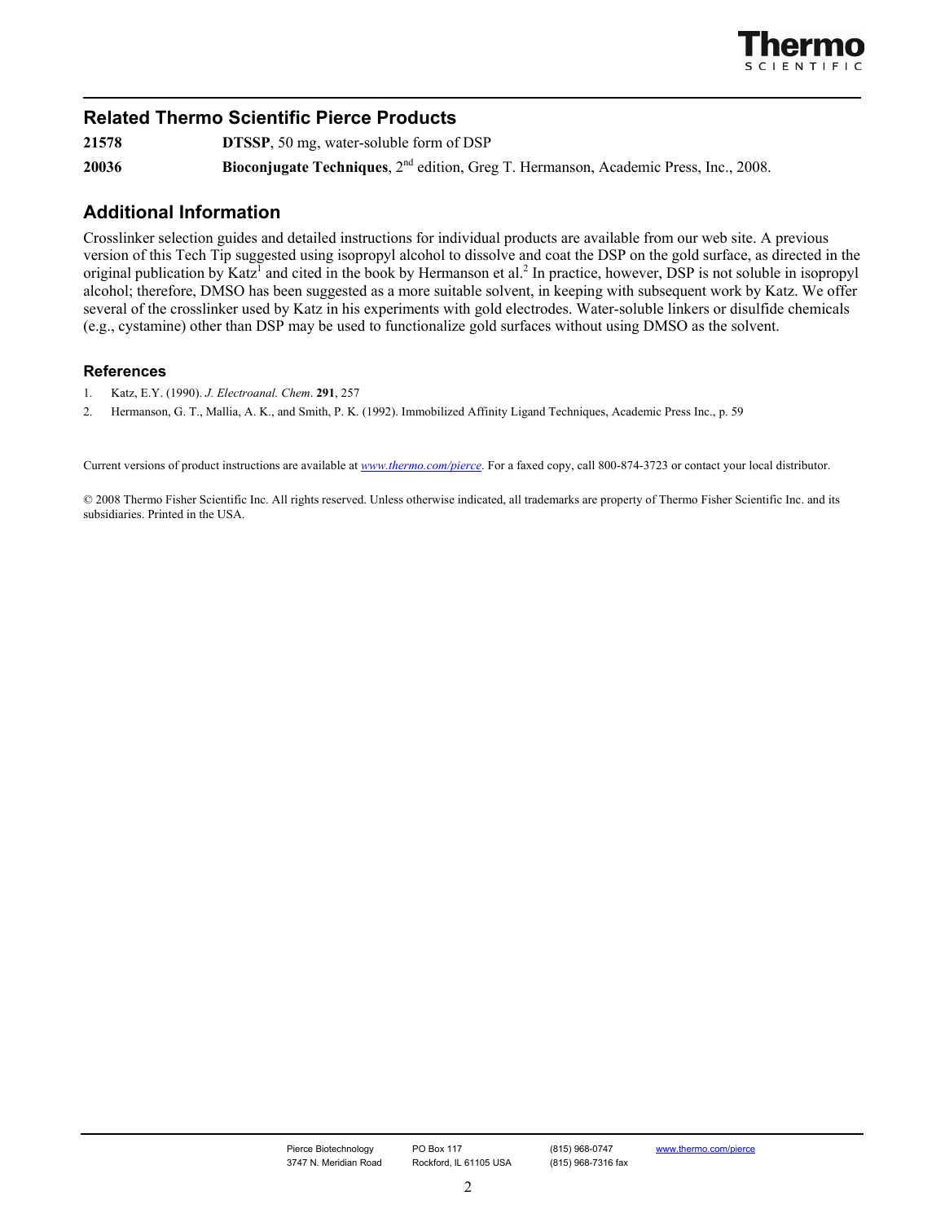## Related Thermo Scientific Pierce Products

| | |
|---|---|
| **21578** | **DTSSP**, 50 mg, water-soluble form of DSP |
| **20036** | **Bioconjugate Techniques**, 2nd edition, Greg T. Hermanson, Academic Press, Inc., 2008. |

## Additional Information

Crosslinker selection guides and detailed instructions for individual products are available from our web site. A previous version of this Tech Tip suggested using isopropyl alcohol to dissolve and coat the DSP on the gold surface, as directed in the original publication by Katz[1] and cited in the book by Hermanson et al.[2] In practice, however, DSP is not soluble in isopropyl alcohol; therefore, DMSO has been suggested as a more suitable solvent, in keeping with subsequent work by Katz. We offer several of the crosslinker used by Katz in his experiments with gold electrodes. Water-soluble linkers or disulfide chemicals (e.g., cystamine) other than DSP may be used to functionalize gold surfaces without using DMSO as the solvent.

### References

1. Katz, E.Y. (1990). *J. Electroanal. Chem*. **291**, 257
2. Hermanson, G. T., Mallia, A. K., and Smith, P. K. (1992). Immobilized Affinity Ligand Techniques, Academic Press Inc., p. 59

Current versions of product instructions are available at *www.thermo.com/pierce*. For a faxed copy, call 800-874-3723 or contact your local distributor.

© 2008 Thermo Fisher Scientific Inc. All rights reserved. Unless otherwise indicated, all trademarks are property of Thermo Fisher Scientific Inc. and its subsidiaries. Printed in the USA.